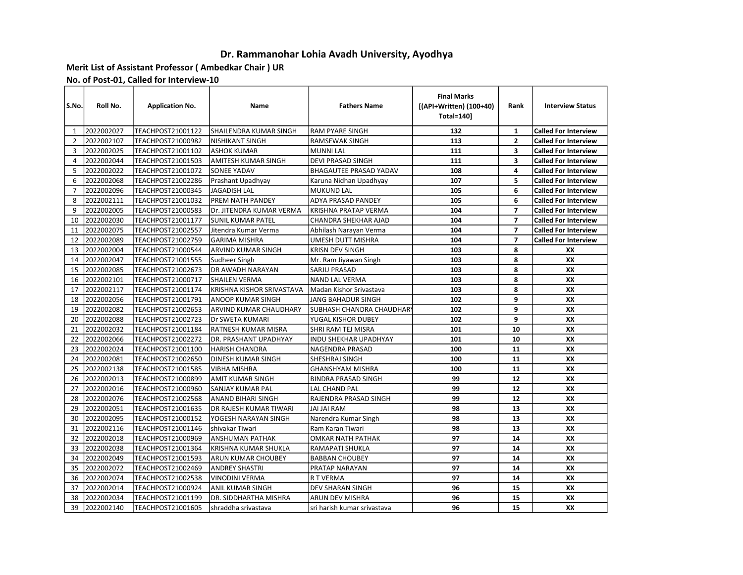# Dr. Rammanohar Lohia Avadh University, Ayodhya

**Merit List of Assistant Professor ( Ambedkar Chair ) UR**

**No. of Post-01, Called for Interview-10**

| S.No. | Roll No. | Application No. | Name | Fathers Name | Final Marks [(API+Written) (100+40) Total=140] | Rank | Interview Status |
|---|---|---|---|---|---|---|---|
| 1 | 2022002027 | TEACHPOST21001122 | SHAILENDRA KUMAR SINGH | RAM PYARE SINGH | 132 | 1 | Called For Interview |
| 2 | 2022002107 | TEACHPOST21000982 | NISHIKANT SINGH | RAMSEWAK SINGH | 113 | 2 | Called For Interview |
| 3 | 2022002025 | TEACHPOST21001102 | ASHOK KUMAR | MUNNI LAL | 111 | 3 | Called For Interview |
| 4 | 2022002044 | TEACHPOST21001503 | AMITESH KUMAR SINGH | DEVI PRASAD SINGH | 111 | 3 | Called For Interview |
| 5 | 2022002022 | TEACHPOST21001072 | SONEE YADAV | BHAGAUTEE PRASAD YADAV | 108 | 4 | Called For Interview |
| 6 | 2022002068 | TEACHPOST21002286 | Prashant Upadhyay | Karuna Nidhan Upadhyay | 107 | 5 | Called For Interview |
| 7 | 2022002096 | TEACHPOST21000345 | JAGADISH LAL | MUKUND LAL | 105 | 6 | Called For Interview |
| 8 | 2022002111 | TEACHPOST21001032 | PREM NATH PANDEY | ADYA PRASAD PANDEY | 105 | 6 | Called For Interview |
| 9 | 2022002005 | TEACHPOST21000583 | Dr. JITENDRA KUMAR VERMA | KRISHNA PRATAP VERMA | 104 | 7 | Called For Interview |
| 10 | 2022002030 | TEACHPOST21001177 | SUNIL KUMAR PATEL | CHANDRA SHEKHAR AJAD | 104 | 7 | Called For Interview |
| 11 | 2022002075 | TEACHPOST21002557 | Jitendra Kumar Verma | Abhilash Narayan Verma | 104 | 7 | Called For Interview |
| 12 | 2022002089 | TEACHPOST21002759 | GARIMA MISHRA | UMESH DUTT MISHRA | 104 | 7 | Called For Interview |
| 13 | 2022002004 | TEACHPOST21000544 | ARVIND KUMAR SINGH | KRISN DEV SINGH | 103 | 8 | XX |
| 14 | 2022002047 | TEACHPOST21001555 | Sudheer Singh | Mr. Ram Jiyawan Singh | 103 | 8 | XX |
| 15 | 2022002085 | TEACHPOST21002673 | DR AWADH NARAYAN | SARJU PRASAD | 103 | 8 | XX |
| 16 | 2022002101 | TEACHPOST21000717 | SHAILEN VERMA | NAND LAL VERMA | 103 | 8 | XX |
| 17 | 2022002117 | TEACHPOST21001174 | KRISHNA KISHOR SRIVASTAVA | Madan Kishor Srivastava | 103 | 8 | XX |
| 18 | 2022002056 | TEACHPOST21001791 | ANOOP KUMAR SINGH | JANG BAHADUR SINGH | 102 | 9 | XX |
| 19 | 2022002082 | TEACHPOST21002653 | ARVIND KUMAR CHAUDHARY | SUBHASH CHANDRA CHAUDHARY | 102 | 9 | XX |
| 20 | 2022002088 | TEACHPOST21002723 | Dr SWETA KUMARI | YUGAL KISHOR DUBEY | 102 | 9 | XX |
| 21 | 2022002032 | TEACHPOST21001184 | RATNESH KUMAR MISRA | SHRI RAM TEJ MISRA | 101 | 10 | XX |
| 22 | 2022002066 | TEACHPOST21002272 | DR. PRASHANT UPADHYAY | INDU SHEKHAR UPADHYAY | 101 | 10 | XX |
| 23 | 2022002024 | TEACHPOST21001100 | HARISH CHANDRA | NAGENDRA PRASAD | 100 | 11 | XX |
| 24 | 2022002081 | TEACHPOST21002650 | DINESH KUMAR SINGH | SHESHRAJ SINGH | 100 | 11 | XX |
| 25 | 2022002138 | TEACHPOST21001585 | VIBHA MISHRA | GHANSHYAM MISHRA | 100 | 11 | XX |
| 26 | 2022002013 | TEACHPOST21000899 | AMIT KUMAR SINGH | BINDRA PRASAD SINGH | 99 | 12 | XX |
| 27 | 2022002016 | TEACHPOST21000960 | SANJAY KUMAR PAL | LAL CHAND PAL | 99 | 12 | XX |
| 28 | 2022002076 | TEACHPOST21002568 | ANAND BIHARI SINGH | RAJENDRA PRASAD SINGH | 99 | 12 | XX |
| 29 | 2022002051 | TEACHPOST21001635 | DR RAJESH KUMAR TIWARI | JAI JAI RAM | 98 | 13 | XX |
| 30 | 2022002095 | TEACHPOST21000152 | YOGESH NARAYAN SINGH | Narendra Kumar Singh | 98 | 13 | XX |
| 31 | 2022002116 | TEACHPOST21001146 | shivakar Tiwari | Ram Karan Tiwari | 98 | 13 | XX |
| 32 | 2022002018 | TEACHPOST21000969 | ANSHUMAN PATHAK | OMKAR NATH PATHAK | 97 | 14 | XX |
| 33 | 2022002038 | TEACHPOST21001364 | KRISHNA KUMAR SHUKLA | RAMAPATI SHUKLA | 97 | 14 | XX |
| 34 | 2022002049 | TEACHPOST21001593 | ARUN KUMAR CHOUBEY | BABBAN CHOUBEY | 97 | 14 | XX |
| 35 | 2022002072 | TEACHPOST21002469 | ANDREY SHASTRI | PRATAP NARAYAN | 97 | 14 | XX |
| 36 | 2022002074 | TEACHPOST21002538 | VINODINI VERMA | R T VERMA | 97 | 14 | XX |
| 37 | 2022002014 | TEACHPOST21000924 | ANIL KUMAR SINGH | DEV SHARAN SINGH | 96 | 15 | XX |
| 38 | 2022002034 | TEACHPOST21001199 | DR. SIDDHARTHA MISHRA | ARUN DEV MISHRA | 96 | 15 | XX |
| 39 | 2022002140 | TEACHPOST21001605 | shraddha srivastava | sri harish kumar srivastava | 96 | 15 | XX |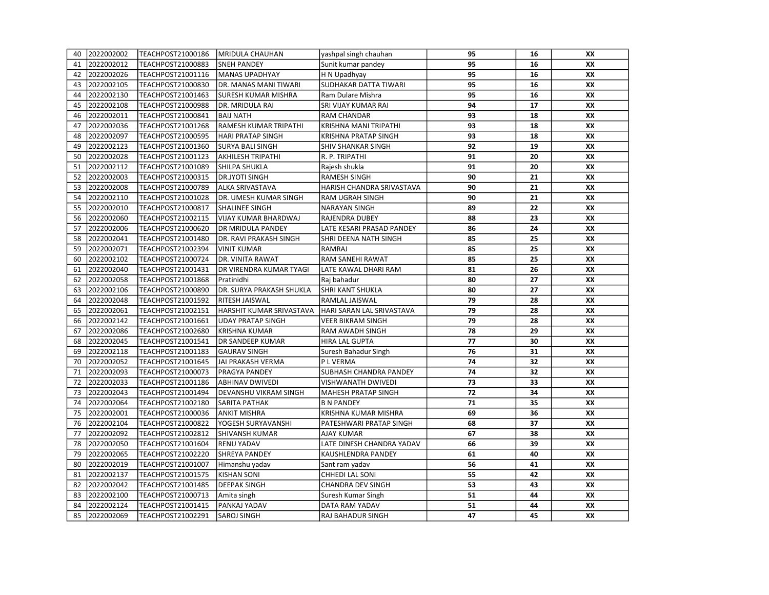| | | | | | | | |
|---|---|---|---|---|---|---|---|
| 40 | 2022002002 | TEACHPOST21000186 | MRIDULA CHAUHAN | yashpal singh chauhan | 95 | 16 | XX |
| 41 | 2022002012 | TEACHPOST21000883 | SNEH PANDEY | Sunit kumar pandey | 95 | 16 | XX |
| 42 | 2022002026 | TEACHPOST21001116 | MANAS UPADHYAY | H N Upadhyay | 95 | 16 | XX |
| 43 | 2022002105 | TEACHPOST21000830 | DR. MANAS MANI TIWARI | SUDHAKAR DATTA TIWARI | 95 | 16 | XX |
| 44 | 2022002130 | TEACHPOST21001463 | SURESH KUMAR MISHRA | Ram Dulare Mishra | 95 | 16 | XX |
| 45 | 2022002108 | TEACHPOST21000988 | DR. MRIDULA RAI | SRI VIJAY KUMAR RAI | 94 | 17 | XX |
| 46 | 2022002011 | TEACHPOST21000841 | BAIJ NATH | RAM CHANDAR | 93 | 18 | XX |
| 47 | 2022002036 | TEACHPOST21001268 | RAMESH KUMAR TRIPATHI | KRISHNA MANI TRIPATHI | 93 | 18 | XX |
| 48 | 2022002097 | TEACHPOST21000595 | HARI PRATAP SINGH | KRISHNA PRATAP SINGH | 93 | 18 | XX |
| 49 | 2022002123 | TEACHPOST21001360 | SURYA BALI SINGH | SHIV SHANKAR SINGH | 92 | 19 | XX |
| 50 | 2022002028 | TEACHPOST21001123 | AKHILESH TRIPATHI | R. P. TRIPATHI | 91 | 20 | XX |
| 51 | 2022002112 | TEACHPOST21001089 | SHILPA SHUKLA | Rajesh shukla | 91 | 20 | XX |
| 52 | 2022002003 | TEACHPOST21000315 | DR.JYOTI SINGH | RAMESH SINGH | 90 | 21 | XX |
| 53 | 2022002008 | TEACHPOST21000789 | ALKA SRIVASTAVA | HARISH CHANDRA SRIVASTAVA | 90 | 21 | XX |
| 54 | 2022002110 | TEACHPOST21001028 | DR. UMESH KUMAR SINGH | RAM UGRAH SINGH | 90 | 21 | XX |
| 55 | 2022002010 | TEACHPOST21000817 | SHALINEE SINGH | NARAYAN SINGH | 89 | 22 | XX |
| 56 | 2022002060 | TEACHPOST21002115 | VIJAY KUMAR BHARDWAJ | RAJENDRA DUBEY | 88 | 23 | XX |
| 57 | 2022002006 | TEACHPOST21000620 | DR MRIDULA PANDEY | LATE KESARI PRASAD PANDEY | 86 | 24 | XX |
| 58 | 2022002041 | TEACHPOST21001480 | DR. RAVI PRAKASH SINGH | SHRI DEENA NATH SINGH | 85 | 25 | XX |
| 59 | 2022002071 | TEACHPOST21002394 | VINIT KUMAR | RAMRAJ | 85 | 25 | XX |
| 60 | 2022002102 | TEACHPOST21000724 | DR. VINITA RAWAT | RAM SANEHI RAWAT | 85 | 25 | XX |
| 61 | 2022002040 | TEACHPOST21001431 | DR VIRENDRA KUMAR TYAGI | LATE KAWAL DHARI RAM | 81 | 26 | XX |
| 62 | 2022002058 | TEACHPOST21001868 | Pratinidhi | Raj bahadur | 80 | 27 | XX |
| 63 | 2022002106 | TEACHPOST21000890 | DR. SURYA PRAKASH SHUKLA | SHRI KANT SHUKLA | 80 | 27 | XX |
| 64 | 2022002048 | TEACHPOST21001592 | RITESH JAISWAL | RAMLAL JAISWAL | 79 | 28 | XX |
| 65 | 2022002061 | TEACHPOST21002151 | HARSHIT KUMAR SRIVASTAVA | HARI SARAN LAL SRIVASTAVA | 79 | 28 | XX |
| 66 | 2022002142 | TEACHPOST21001661 | UDAY PRATAP SINGH | VEER BIKRAM SINGH | 79 | 28 | XX |
| 67 | 2022002086 | TEACHPOST21002680 | KRISHNA KUMAR | RAM AWADH SINGH | 78 | 29 | XX |
| 68 | 2022002045 | TEACHPOST21001541 | DR SANDEEP KUMAR | HIRA LAL GUPTA | 77 | 30 | XX |
| 69 | 2022002118 | TEACHPOST21001183 | GAURAV SINGH | Suresh Bahadur Singh | 76 | 31 | XX |
| 70 | 2022002052 | TEACHPOST21001645 | JAI PRAKASH VERMA | P L VERMA | 74 | 32 | XX |
| 71 | 2022002093 | TEACHPOST21000073 | PRAGYA PANDEY | SUBHASH CHANDRA PANDEY | 74 | 32 | XX |
| 72 | 2022002033 | TEACHPOST21001186 | ABHINAV DWIVEDI | VISHWANATH DWIVEDI | 73 | 33 | XX |
| 73 | 2022002043 | TEACHPOST21001494 | DEVANSHU VIKRAM SINGH | MAHESH PRATAP SINGH | 72 | 34 | XX |
| 74 | 2022002064 | TEACHPOST21002180 | SARITA PATHAK | B N PANDEY | 71 | 35 | XX |
| 75 | 2022002001 | TEACHPOST21000036 | ANKIT MISHRA | KRISHNA KUMAR MISHRA | 69 | 36 | XX |
| 76 | 2022002104 | TEACHPOST21000822 | YOGESH SURYAVANSHI | PATESHWARI PRATAP SINGH | 68 | 37 | XX |
| 77 | 2022002092 | TEACHPOST21002812 | SHIVANSH KUMAR | AJAY KUMAR | 67 | 38 | XX |
| 78 | 2022002050 | TEACHPOST21001604 | RENU YADAV | LATE DINESH CHANDRA YADAV | 66 | 39 | XX |
| 79 | 2022002065 | TEACHPOST21002220 | SHREYA PANDEY | KAUSHLENDRA PANDEY | 61 | 40 | XX |
| 80 | 2022002019 | TEACHPOST21001007 | Himanshu yadav | Sant ram yadav | 56 | 41 | XX |
| 81 | 2022002137 | TEACHPOST21001575 | KISHAN SONI | CHHEDI LAL SONI | 55 | 42 | XX |
| 82 | 2022002042 | TEACHPOST21001485 | DEEPAK SINGH | CHANDRA DEV SINGH | 53 | 43 | XX |
| 83 | 2022002100 | TEACHPOST21000713 | Amita singh | Suresh Kumar Singh | 51 | 44 | XX |
| 84 | 2022002124 | TEACHPOST21001415 | PANKAJ YADAV | DATA RAM YADAV | 51 | 44 | XX |
| 85 | 2022002069 | TEACHPOST21002291 | SAROJ SINGH | RAJ BAHADUR SINGH | 47 | 45 | XX |